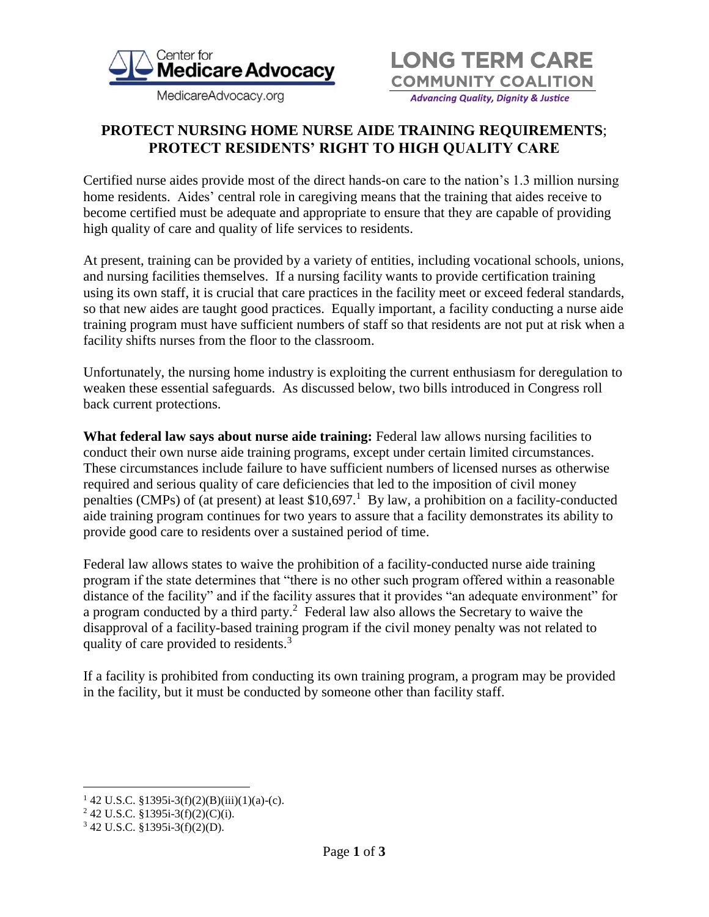Center for **Medicare Advocacy**

MedicareAdvocacy.org

**LONG TERM CARE COMMUNITY COALITION**

*Advancing Quality, Dignity & Justice*

# PROTECT NURSING HOME NURSE AIDE TRAINING REQUIREMENTS; PROTECT RESIDENTS' RIGHT TO HIGH QUALITY CARE

Certified nurse aides provide most of the direct hands-on care to the nation's 1.3 million nursing home residents. Aides' central role in caregiving means that the training that aides receive to become certified must be adequate and appropriate to ensure that they are capable of providing high quality of care and quality of life services to residents.

At present, training can be provided by a variety of entities, including vocational schools, unions, and nursing facilities themselves. If a nursing facility wants to provide certification training using its own staff, it is crucial that care practices in the facility meet or exceed federal standards, so that new aides are taught good practices. Equally important, a facility conducting a nurse aide training program must have sufficient numbers of staff so that residents are not put at risk when a facility shifts nurses from the floor to the classroom.

Unfortunately, the nursing home industry is exploiting the current enthusiasm for deregulation to weaken these essential safeguards. As discussed below, two bills introduced in Congress roll back current protections.

**What federal law says about nurse aide training:** Federal law allows nursing facilities to conduct their own nurse aide training programs, except under certain limited circumstances. These circumstances include failure to have sufficient numbers of licensed nurses as otherwise required and serious quality of care deficiencies that led to the imposition of civil money penalties (CMPs) of (at present) at least $10,697.[1] By law, a prohibition on a facility-conducted aide training program continues for two years to assure that a facility demonstrates its ability to provide good care to residents over a sustained period of time.

Federal law allows states to waive the prohibition of a facility-conducted nurse aide training program if the state determines that "there is no other such program offered within a reasonable distance of the facility" and if the facility assures that it provides "an adequate environment" for a program conducted by a third party.[2] Federal law also allows the Secretary to waive the disapproval of a facility-based training program if the civil money penalty was not related to quality of care provided to residents.[3]

If a facility is prohibited from conducting its own training program, a program may be provided in the facility, but it must be conducted by someone other than facility staff.

---

[1] 42 U.S.C. §1395i-3(f)(2)(B)(iii)(1)(a)-(c).

[2] 42 U.S.C. §1395i-3(f)(2)(C)(i).

[3] 42 U.S.C. §1395i-3(f)(2)(D).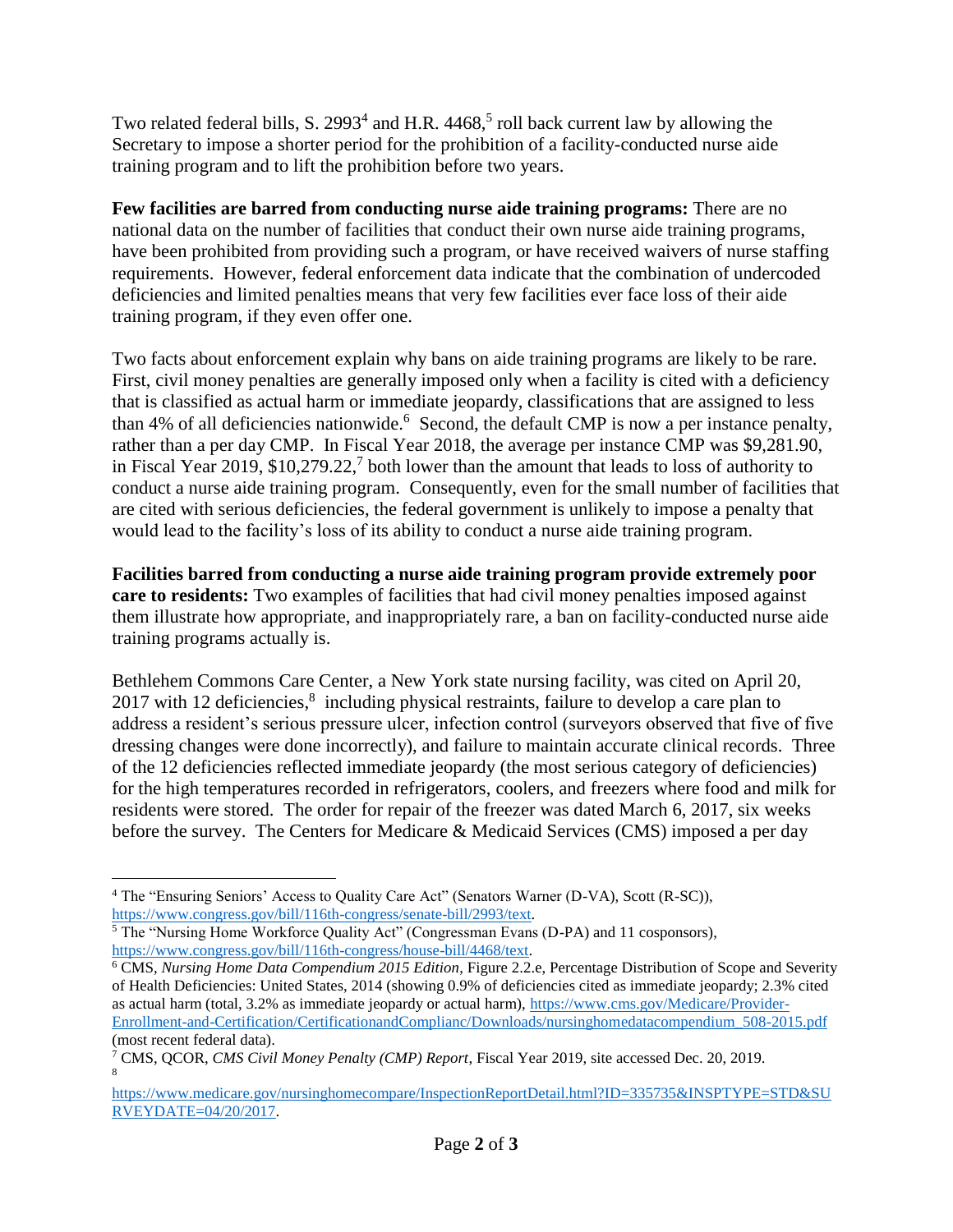Two related federal bills, S. 2993[4] and H.R. 4468,[5] roll back current law by allowing the Secretary to impose a shorter period for the prohibition of a facility-conducted nurse aide training program and to lift the prohibition before two years.

**Few facilities are barred from conducting nurse aide training programs:** There are no national data on the number of facilities that conduct their own nurse aide training programs, have been prohibited from providing such a program, or have received waivers of nurse staffing requirements. However, federal enforcement data indicate that the combination of undercoded deficiencies and limited penalties means that very few facilities ever face loss of their aide training program, if they even offer one.

Two facts about enforcement explain why bans on aide training programs are likely to be rare. First, civil money penalties are generally imposed only when a facility is cited with a deficiency that is classified as actual harm or immediate jeopardy, classifications that are assigned to less than 4% of all deficiencies nationwide.[6] Second, the default CMP is now a per instance penalty, rather than a per day CMP. In Fiscal Year 2018, the average per instance CMP was $9,281.90, in Fiscal Year 2019, $10,279.22,[7] both lower than the amount that leads to loss of authority to conduct a nurse aide training program. Consequently, even for the small number of facilities that are cited with serious deficiencies, the federal government is unlikely to impose a penalty that would lead to the facility's loss of its ability to conduct a nurse aide training program.

**Facilities barred from conducting a nurse aide training program provide extremely poor care to residents:** Two examples of facilities that had civil money penalties imposed against them illustrate how appropriate, and inappropriately rare, a ban on facility-conducted nurse aide training programs actually is.

Bethlehem Commons Care Center, a New York state nursing facility, was cited on April 20, 2017 with 12 deficiencies,[8] including physical restraints, failure to develop a care plan to address a resident's serious pressure ulcer, infection control (surveyors observed that five of five dressing changes were done incorrectly), and failure to maintain accurate clinical records. Three of the 12 deficiencies reflected immediate jeopardy (the most serious category of deficiencies) for the high temperatures recorded in refrigerators, coolers, and freezers where food and milk for residents were stored. The order for repair of the freezer was dated March 6, 2017, six weeks before the survey. The Centers for Medicare & Medicaid Services (CMS) imposed a per day

---

[4] The "Ensuring Seniors' Access to Quality Care Act" (Senators Warner (D-VA), Scott (R-SC)), https://www.congress.gov/bill/116th-congress/senate-bill/2993/text.

[5] The "Nursing Home Workforce Quality Act" (Congressman Evans (D-PA) and 11 cosponsors), https://www.congress.gov/bill/116th-congress/house-bill/4468/text.

[6] CMS, *Nursing Home Data Compendium 2015 Edition*, Figure 2.2.e, Percentage Distribution of Scope and Severity of Health Deficiencies: United States, 2014 (showing 0.9% of deficiencies cited as immediate jeopardy; 2.3% cited as actual harm (total, 3.2% as immediate jeopardy or actual harm), https://www.cms.gov/Medicare/Provider-Enrollment-and-Certification/CertificationandComplianc/Downloads/nursinghomedatacompendium_508-2015.pdf (most recent federal data).

[7] CMS, QCOR, *CMS Civil Money Penalty (CMP) Report*, Fiscal Year 2019, site accessed Dec. 20, 2019.

[8] https://www.medicare.gov/nursinghomecompare/InspectionReportDetail.html?ID=335735&INSPTYPE=STD&SURVEYDATE=04/20/2017.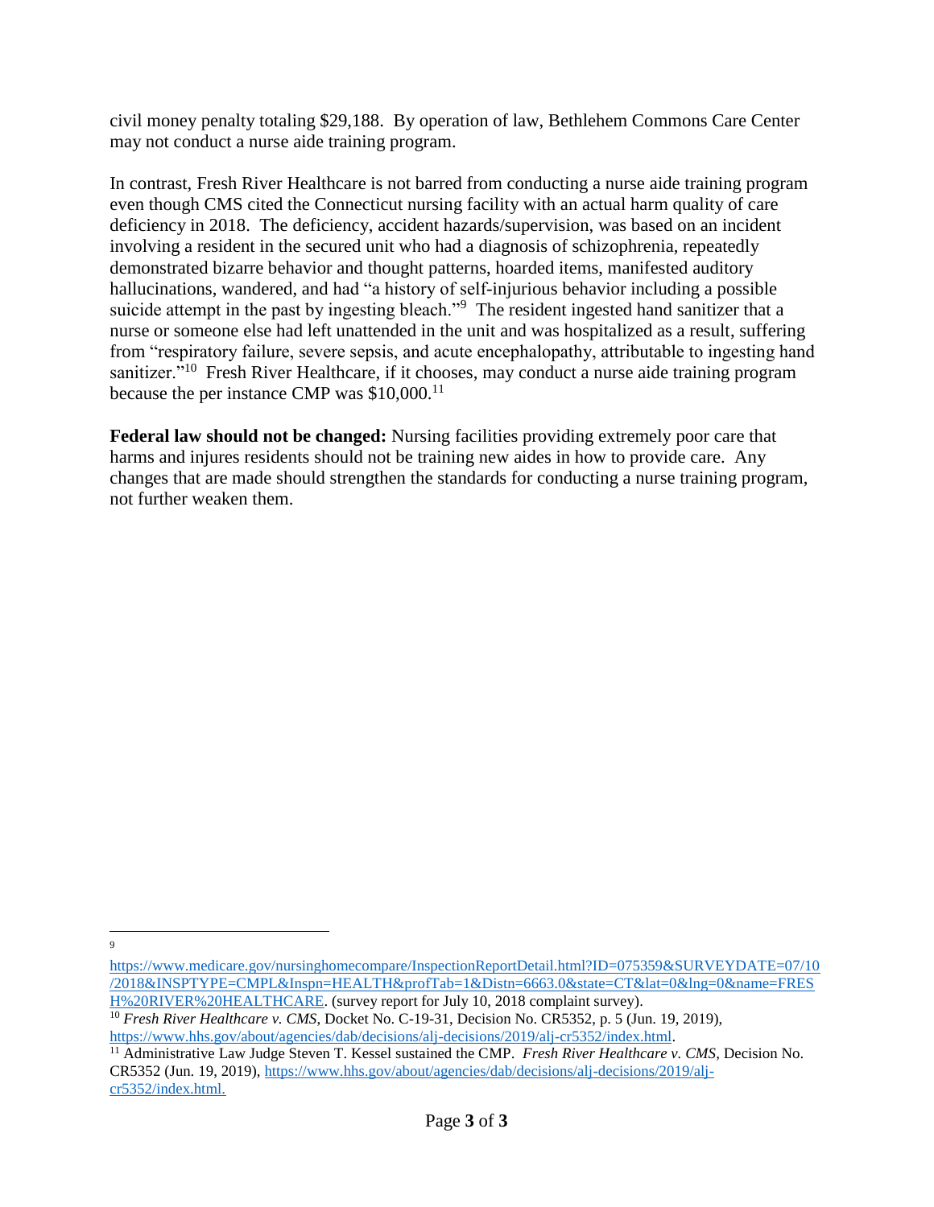civil money penalty totaling $29,188. By operation of law, Bethlehem Commons Care Center may not conduct a nurse aide training program.

In contrast, Fresh River Healthcare is not barred from conducting a nurse aide training program even though CMS cited the Connecticut nursing facility with an actual harm quality of care deficiency in 2018. The deficiency, accident hazards/supervision, was based on an incident involving a resident in the secured unit who had a diagnosis of schizophrenia, repeatedly demonstrated bizarre behavior and thought patterns, hoarded items, manifested auditory hallucinations, wandered, and had "a history of self-injurious behavior including a possible suicide attempt in the past by ingesting bleach."[9] The resident ingested hand sanitizer that a nurse or someone else had left unattended in the unit and was hospitalized as a result, suffering from "respiratory failure, severe sepsis, and acute encephalopathy, attributable to ingesting hand sanitizer."[10] Fresh River Healthcare, if it chooses, may conduct a nurse aide training program because the per instance CMP was $10,000.[11]

**Federal law should not be changed:** Nursing facilities providing extremely poor care that harms and injures residents should not be training new aides in how to provide care. Any changes that are made should strengthen the standards for conducting a nurse training program, not further weaken them.

---

[9] https://www.medicare.gov/nursinghomecompare/InspectionReportDetail.html?ID=075359&SURVEYDATE=07/10/2018&INSPTYPE=CMPL&Inspn=HEALTH&profTab=1&Distn=6663.0&state=CT&lat=0&lng=0&name=FRESH%20RIVER%20HEALTHCARE. (survey report for July 10, 2018 complaint survey).

[10] *Fresh River Healthcare v. CMS*, Docket No. C-19-31, Decision No. CR5352, p. 5 (Jun. 19, 2019), https://www.hhs.gov/about/agencies/dab/decisions/alj-decisions/2019/alj-cr5352/index.html.

[11] Administrative Law Judge Steven T. Kessel sustained the CMP. *Fresh River Healthcare v. CMS*, Decision No. CR5352 (Jun. 19, 2019), https://www.hhs.gov/about/agencies/dab/decisions/alj-decisions/2019/alj-cr5352/index.html.